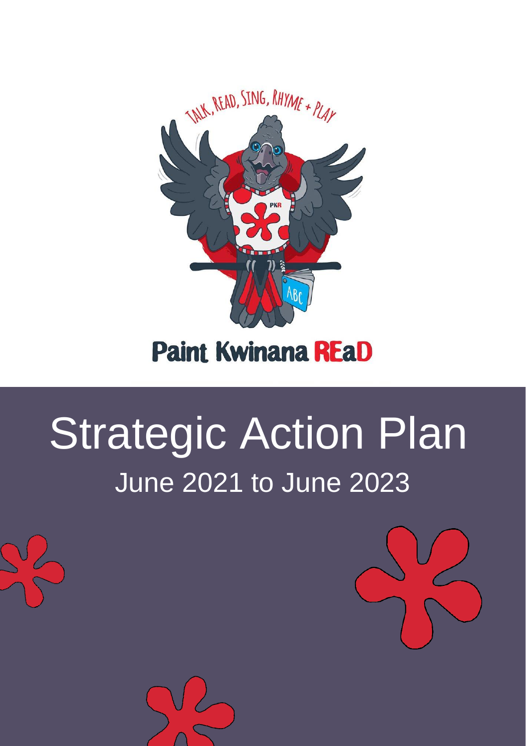TALK, READ, SING, RHYME + PLAY

Paint Kwinana REaD

# Strategic Action Plan

## June 2021 to June 2023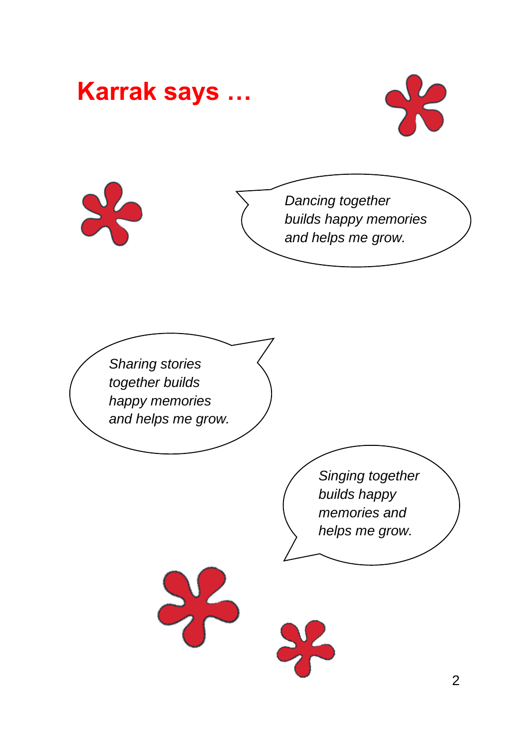# Karrak says …

*Dancing together builds happy memories and helps me grow.*

*Sharing stories together builds happy memories and helps me grow.*

*Singing together builds happy memories and helps me grow.*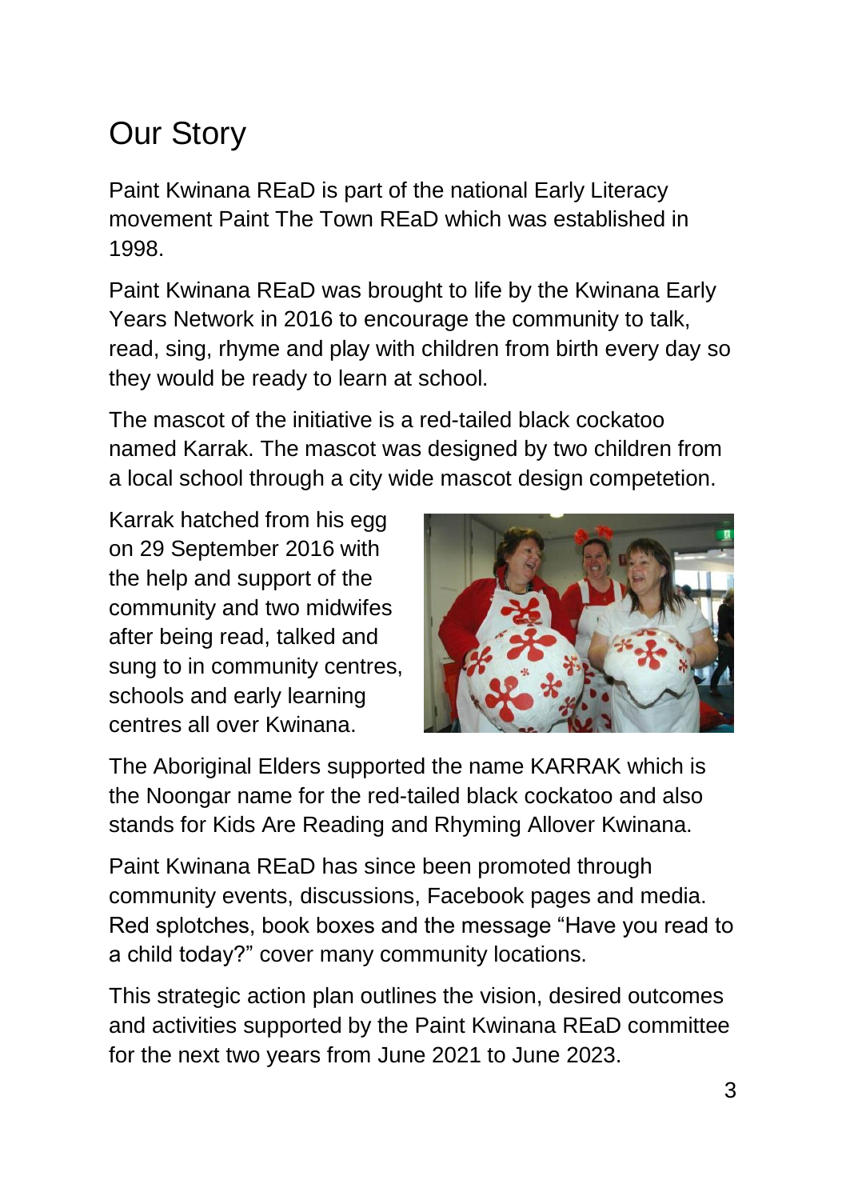# Our Story

Paint Kwinana REaD is part of the national Early Literacy movement Paint The Town REaD which was established in 1998.

Paint Kwinana REaD was brought to life by the Kwinana Early Years Network in 2016 to encourage the community to talk, read, sing, rhyme and play with children from birth every day so they would be ready to learn at school.

The mascot of the initiative is a red-tailed black cockatoo named Karrak. The mascot was designed by two children from a local school through a city wide mascot design competetion.

Karrak hatched from his egg on 29 September 2016 with the help and support of the community and two midwifes after being read, talked and sung to in community centres, schools and early learning centres all over Kwinana.

The Aboriginal Elders supported the name KARRAK which is the Noongar name for the red-tailed black cockatoo and also stands for Kids Are Reading and Rhyming Allover Kwinana.

Paint Kwinana REaD has since been promoted through community events, discussions, Facebook pages and media. Red splotches, book boxes and the message "Have you read to a child today?" cover many community locations.

This strategic action plan outlines the vision, desired outcomes and activities supported by the Paint Kwinana REaD committee for the next two years from June 2021 to June 2023.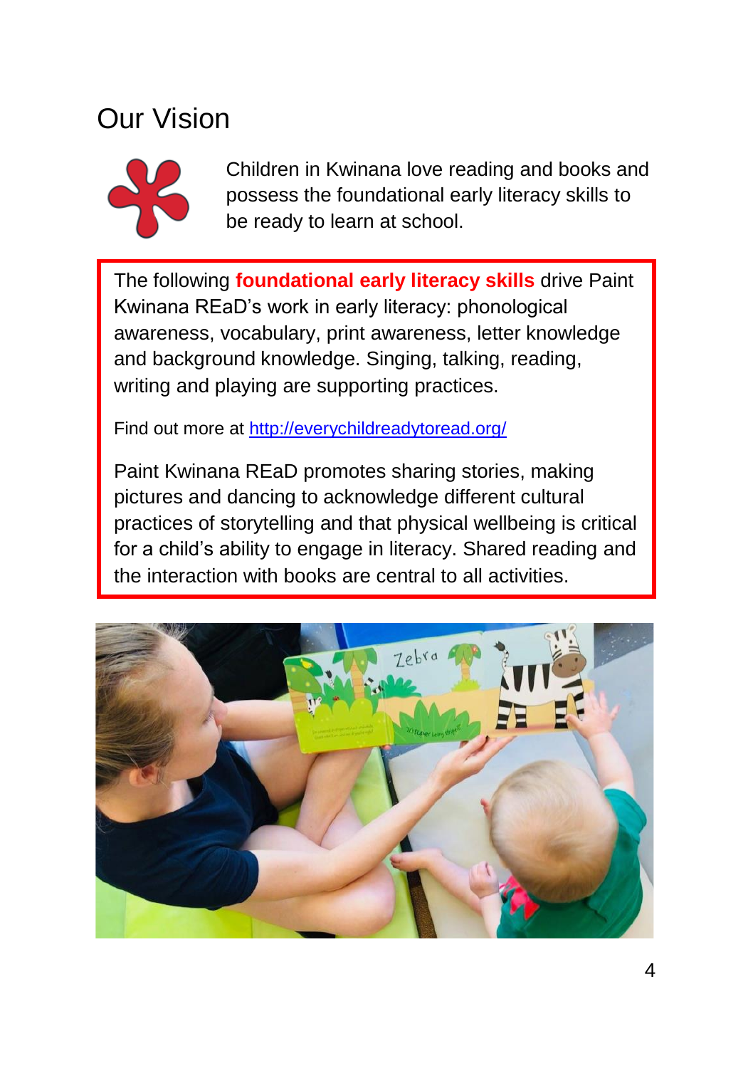# Our Vision

Children in Kwinana love reading and books and possess the foundational early literacy skills to be ready to learn at school.

The following **foundational early literacy skills** drive Paint Kwinana REaD's work in early literacy: phonological awareness, vocabulary, print awareness, letter knowledge and background knowledge. Singing, talking, reading, writing and playing are supporting practices.

Find out more at [http://everychildreadytoread.org/](http://everychildreadytoread.org/)

Paint Kwinana REaD promotes sharing stories, making pictures and dancing to acknowledge different cultural practices of storytelling and that physical wellbeing is critical for a child's ability to engage in literacy. Shared reading and the interaction with books are central to all activities.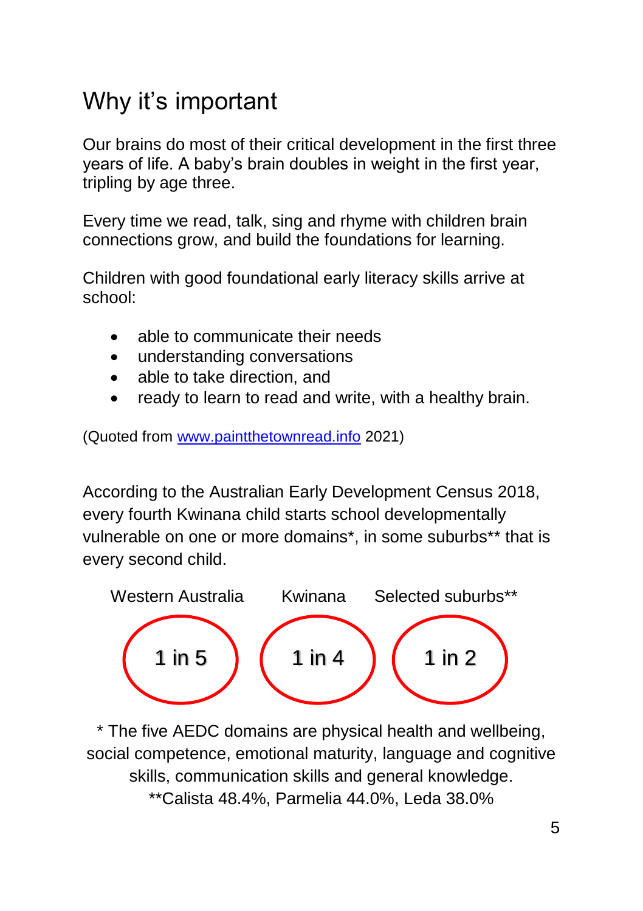# Why it's important

Our brains do most of their critical development in the first three years of life. A baby's brain doubles in weight in the first year, tripling by age three.

Every time we read, talk, sing and rhyme with children brain connections grow, and build the foundations for learning.

Children with good foundational early literacy skills arrive at school:

- able to communicate their needs
- understanding conversations
- able to take direction, and
- ready to learn to read and write, with a healthy brain.

(Quoted from [www.paintthetownread.info](www.paintthetownread.info) 2021)

According to the Australian Early Development Census 2018, every fourth Kwinana child starts school developmentally vulnerable on one or more domains*, in some suburbs** that is every second child.

| Western Australia | Kwinana | Selected suburbs** |
| --- | --- | --- |
| 1 in 5 | 1 in 4 | 1 in 2 |

* The five AEDC domains are physical health and wellbeing, social competence, emotional maturity, language and cognitive skills, communication skills and general knowledge.

**Calista 48.4%, Parmelia 44.0%, Leda 38.0%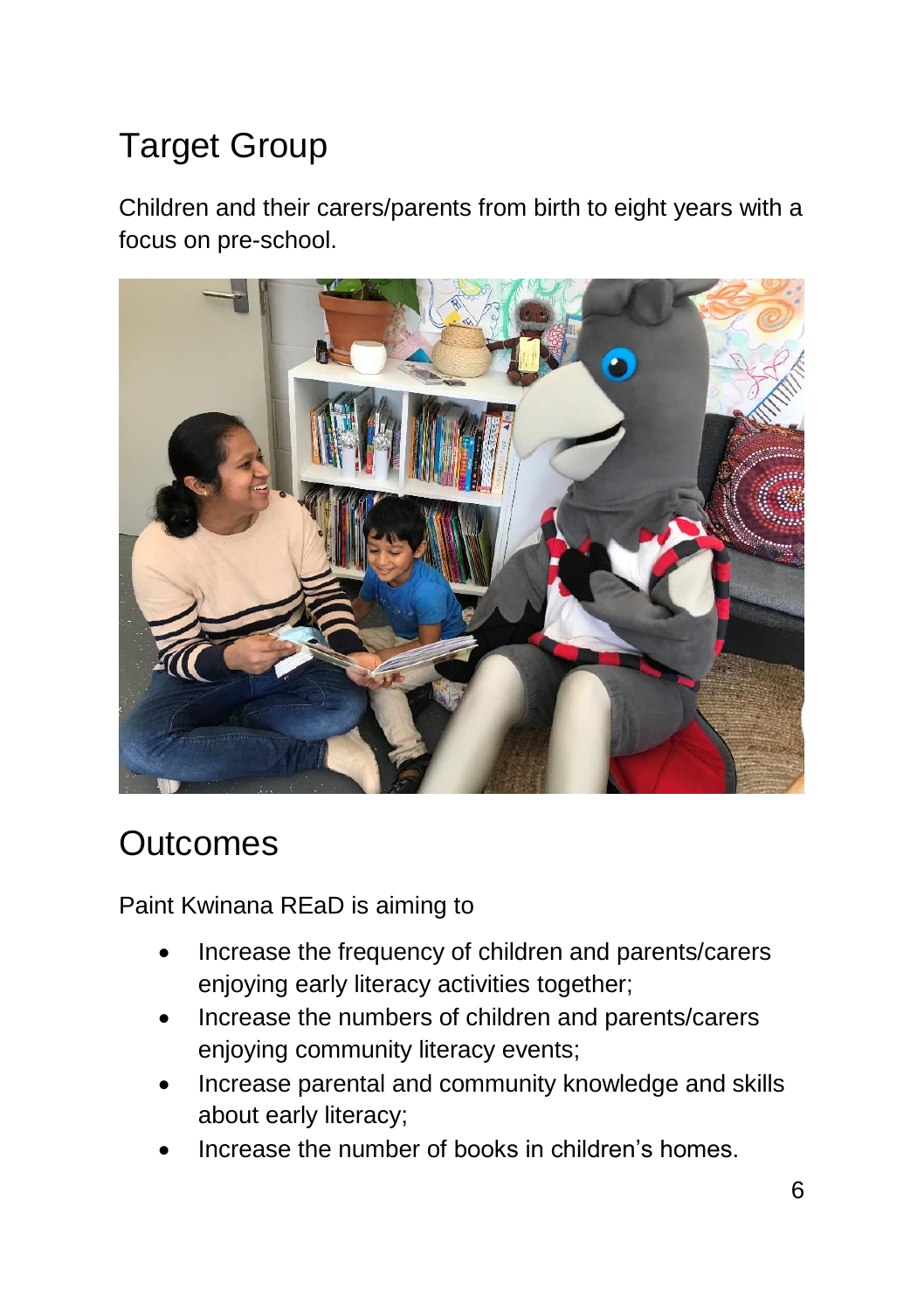## Target Group

Children and their carers/parents from birth to eight years with a focus on pre-school.

## Outcomes

Paint Kwinana REaD is aiming to

- Increase the frequency of children and parents/carers enjoying early literacy activities together;
- Increase the numbers of children and parents/carers enjoying community literacy events;
- Increase parental and community knowledge and skills about early literacy;
- Increase the number of books in children's homes.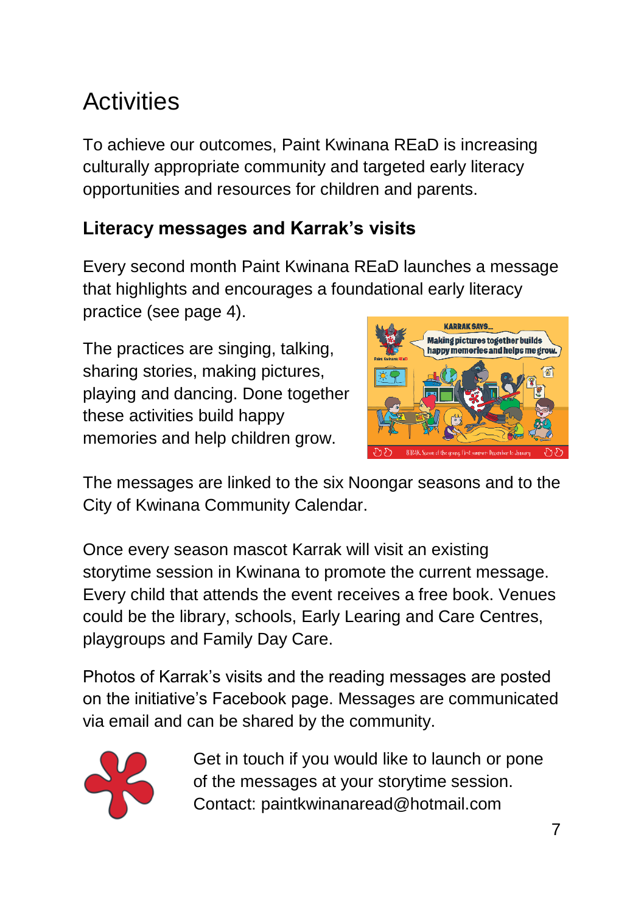# Activities

To achieve our outcomes, Paint Kwinana REaD is increasing culturally appropriate community and targeted early literacy opportunities and resources for children and parents.

## Literacy messages and Karrak's visits

Every second month Paint Kwinana REaD launches a message that highlights and encourages a foundational early literacy practice (see page 4).

The practices are singing, talking, sharing stories, making pictures, playing and dancing. Done together these activities build happy memories and help children grow.

The messages are linked to the six Noongar seasons and to the City of Kwinana Community Calendar.

Once every season mascot Karrak will visit an existing storytime session in Kwinana to promote the current message. Every child that attends the event receives a free book. Venues could be the library, schools, Early Learing and Care Centres, playgroups and Family Day Care.

Photos of Karrak's visits and the reading messages are posted on the initiative's Facebook page. Messages are communicated via email and can be shared by the community.

Get in touch if you would like to launch or pone of the messages at your storytime session. Contact: paintkwinanaread@hotmail.com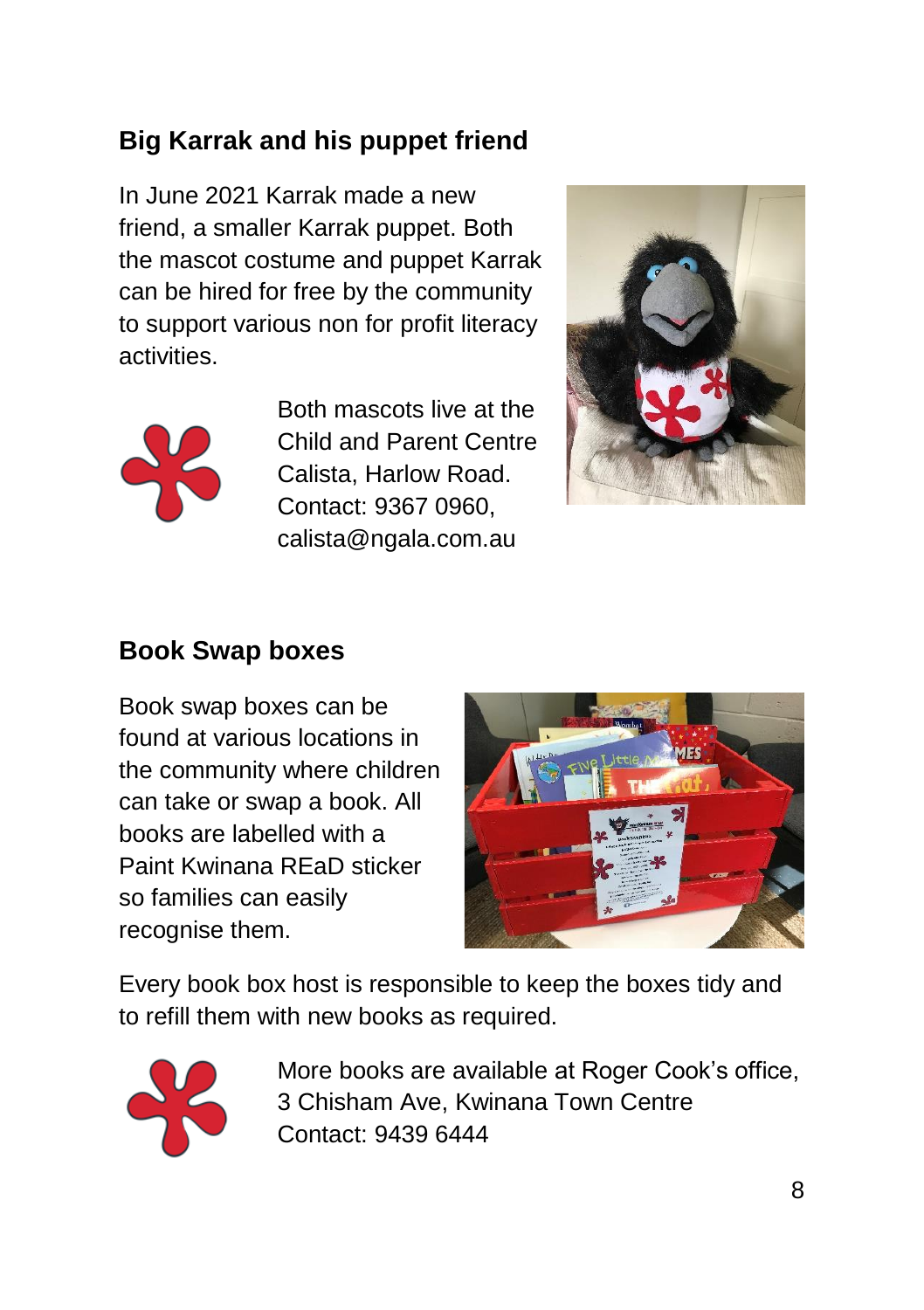## Big Karrak and his puppet friend

In June 2021 Karrak made a new friend, a smaller Karrak puppet. Both the mascot costume and puppet Karrak can be hired for free by the community to support various non for profit literacy activities.

Both mascots live at the Child and Parent Centre Calista, Harlow Road. Contact: 9367 0960, calista@ngala.com.au

## Book Swap boxes

Book swap boxes can be found at various locations in the community where children can take or swap a book. All books are labelled with a Paint Kwinana REaD sticker so families can easily recognise them.

Every book box host is responsible to keep the boxes tidy and to refill them with new books as required.

More books are available at Roger Cook's office, 3 Chisham Ave, Kwinana Town Centre
Contact: 9439 6444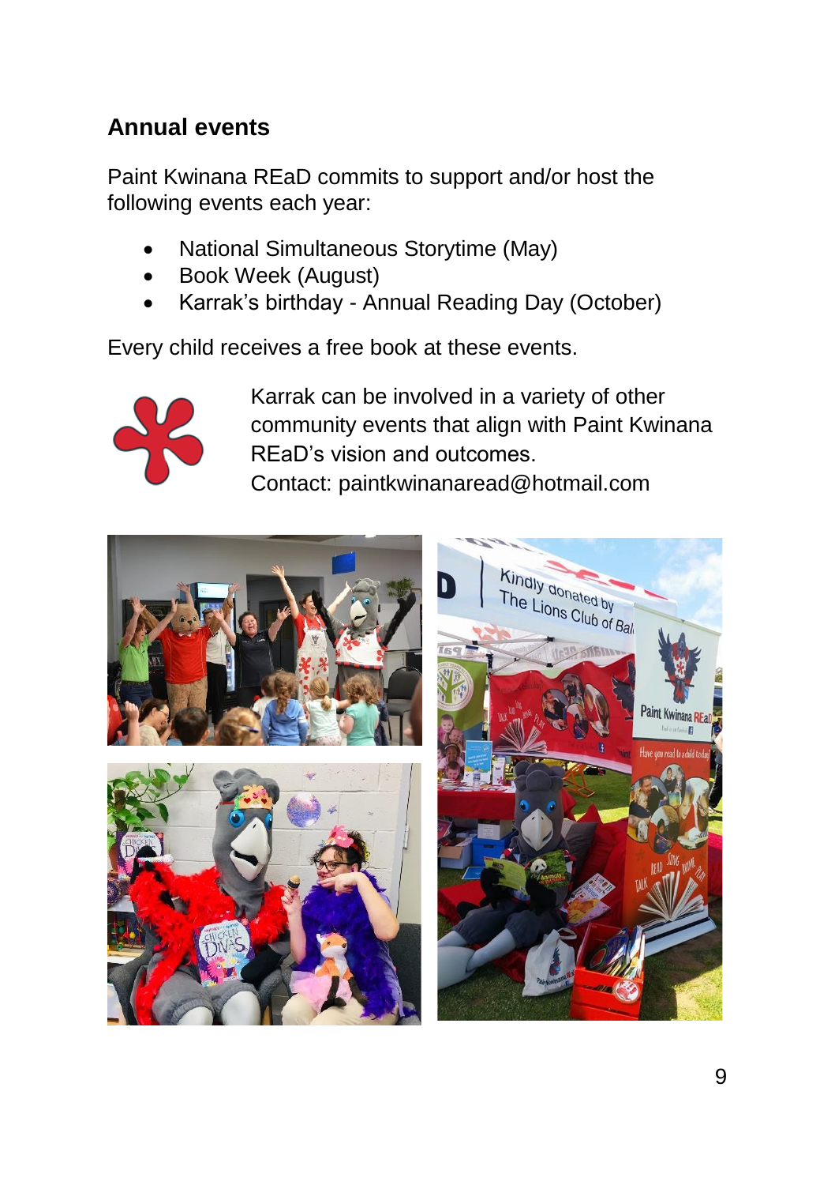## Annual events

Paint Kwinana REaD commits to support and/or host the following events each year:

- National Simultaneous Storytime (May)
- Book Week (August)
- Karrak's birthday - Annual Reading Day (October)

Every child receives a free book at these events.

Karrak can be involved in a variety of other community events that align with Paint Kwinana REaD's vision and outcomes.
Contact: paintkwinanaread@hotmail.com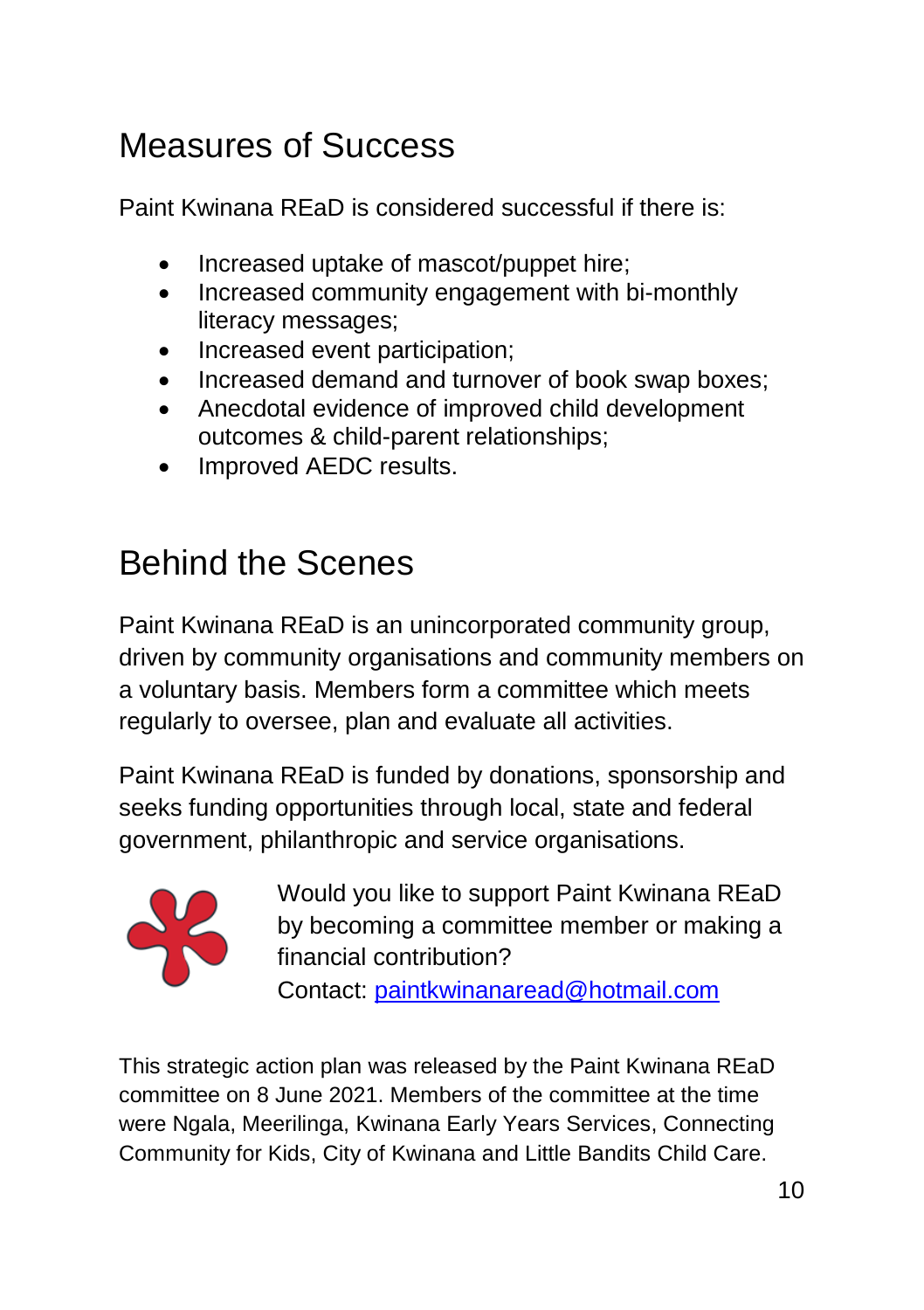# Measures of Success

Paint Kwinana REaD is considered successful if there is:

- Increased uptake of mascot/puppet hire;
- Increased community engagement with bi-monthly literacy messages;
- Increased event participation;
- Increased demand and turnover of book swap boxes;
- Anecdotal evidence of improved child development outcomes & child-parent relationships;
- Improved AEDC results.

# Behind the Scenes

Paint Kwinana REaD is an unincorporated community group, driven by community organisations and community members on a voluntary basis. Members form a committee which meets regularly to oversee, plan and evaluate all activities.

Paint Kwinana REaD is funded by donations, sponsorship and seeks funding opportunities through local, state and federal government, philanthropic and service organisations.

Would you like to support Paint Kwinana REaD by becoming a committee member or making a financial contribution?
Contact: paintkwinanaread@hotmail.com

This strategic action plan was released by the Paint Kwinana REaD committee on 8 June 2021. Members of the committee at the time were Ngala, Meerilinga, Kwinana Early Years Services, Connecting Community for Kids, City of Kwinana and Little Bandits Child Care.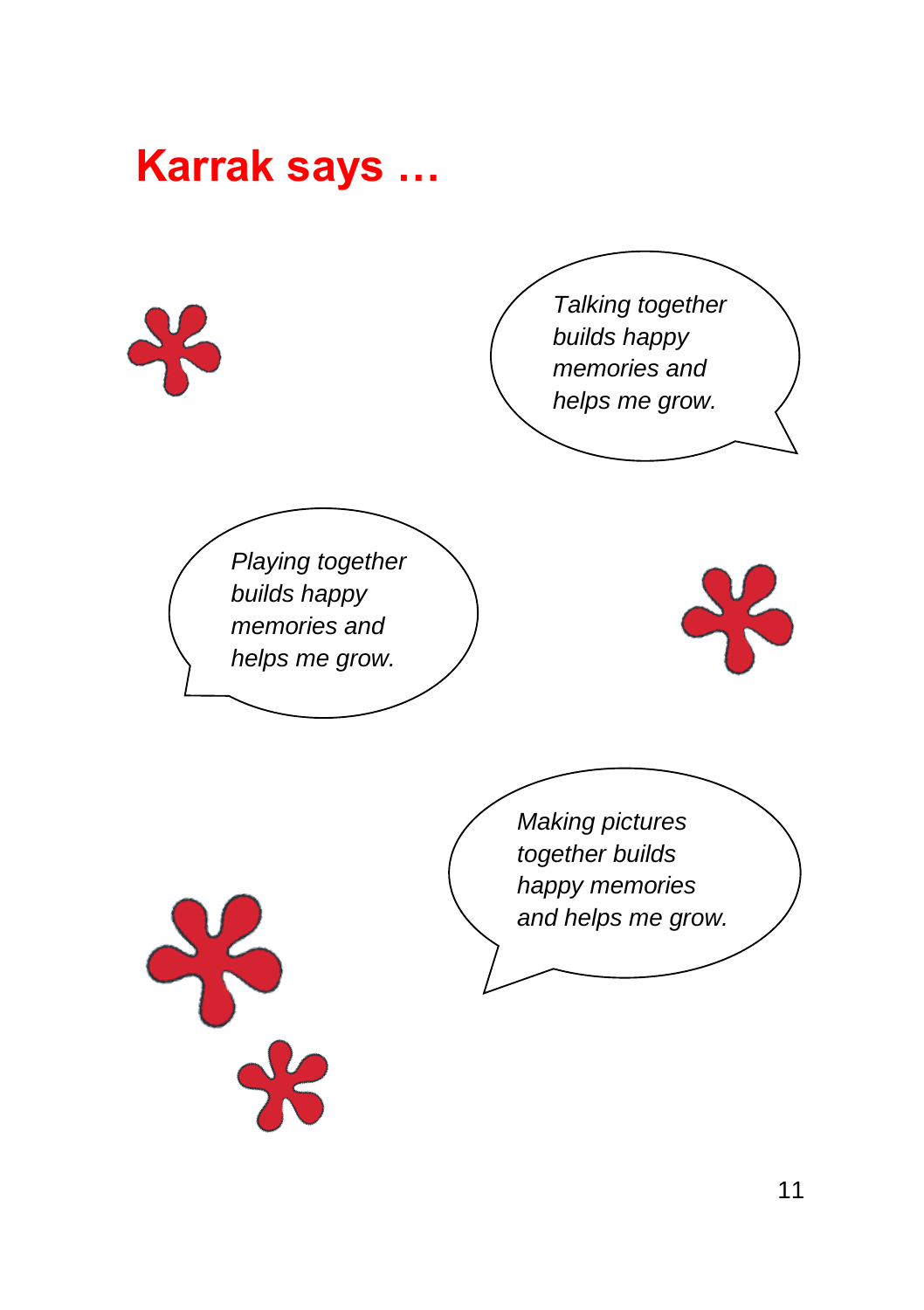# Karrak says …

*Talking together builds happy memories and helps me grow.*

*Playing together builds happy memories and helps me grow.*

*Making pictures together builds happy memories and helps me grow.*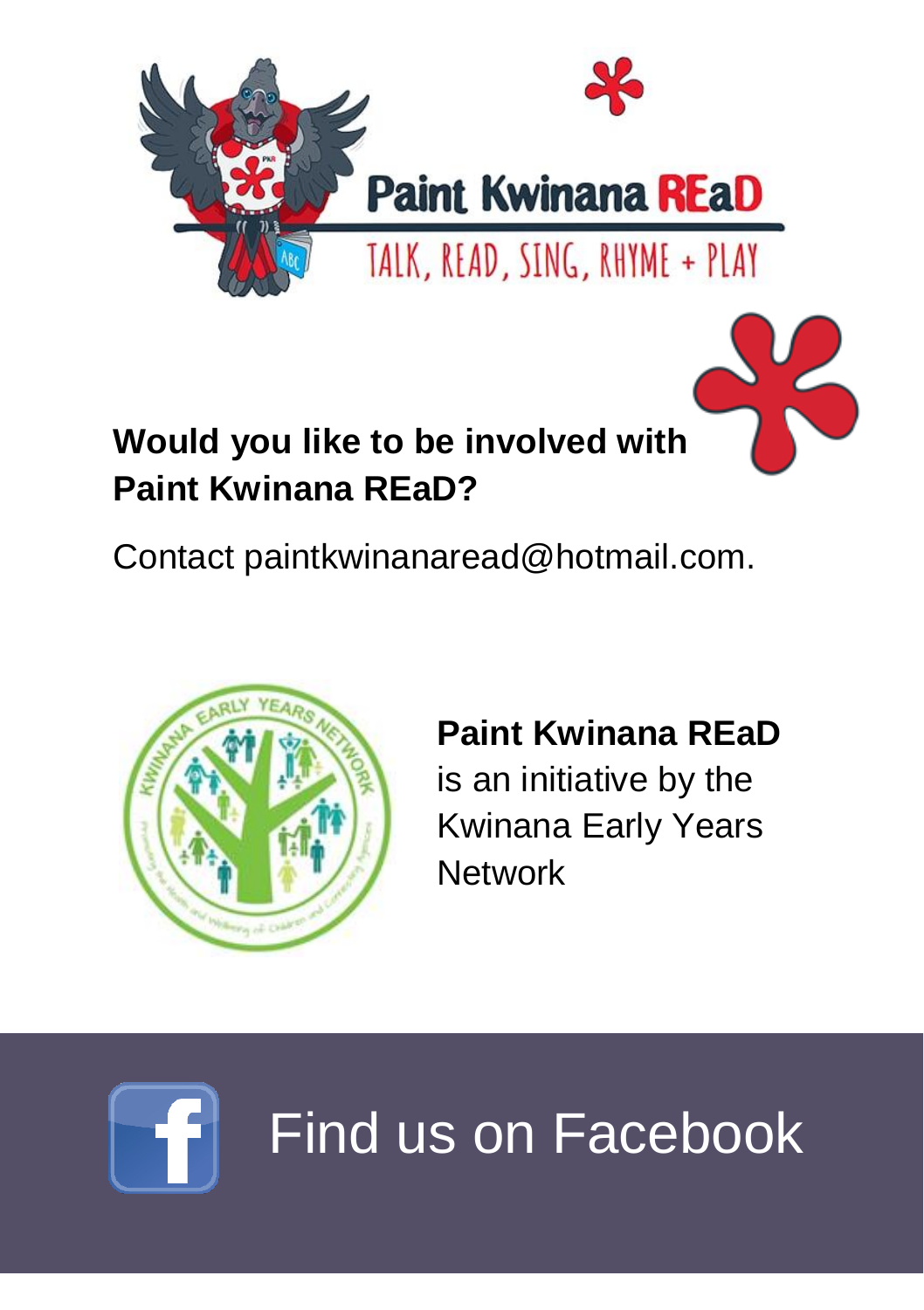Paint Kwinana REaD

TALK, READ, SING, RHYME + PLAY

**Would you like to be involved with Paint Kwinana REaD?**

Contact paintkwinanaread@hotmail.com.

**Paint Kwinana REaD** is an initiative by the Kwinana Early Years Network

Find us on Facebook